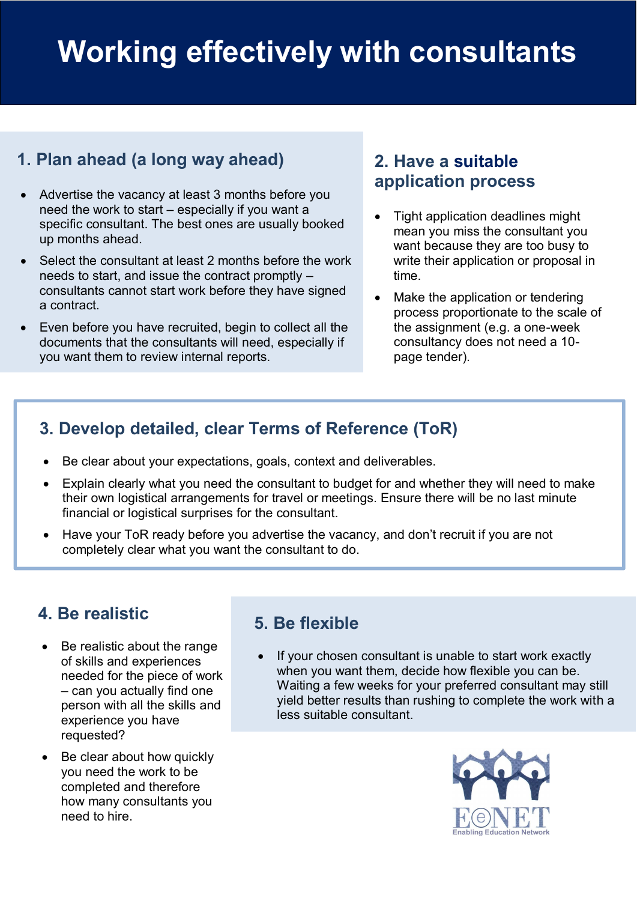# Working effectively with consultants

## 1. Plan ahead (a long way ahead)

- Advertise the vacancy at least 3 months before you need the work to start – especially if you want a specific consultant. The best ones are usually booked up months ahead.
- Select the consultant at least 2 months before the work needs to start, and issue the contract promptly – consultants cannot start work before they have signed a contract.
- Even before you have recruited, begin to collect all the documents that the consultants will need, especially if you want them to review internal reports.

## 2. Have a suitable application process

- Tight application deadlines might mean you miss the consultant you want because they are too busy to write their application or proposal in time.
- Make the application or tendering process proportionate to the scale of the assignment (e.g. a one-week consultancy does not need a 10-page tender).

## 3. Develop detailed, clear Terms of Reference (ToR)

- Be clear about your expectations, goals, context and deliverables.
- Explain clearly what you need the consultant to budget for and whether they will need to make their own logistical arrangements for travel or meetings. Ensure there will be no last minute financial or logistical surprises for the consultant.
- Have your ToR ready before you advertise the vacancy, and don't recruit if you are not completely clear what you want the consultant to do.

## 4. Be realistic

- Be realistic about the range of skills and experiences needed for the piece of work – can you actually find one person with all the skills and experience you have requested?
- Be clear about how quickly you need the work to be completed and therefore how many consultants you need to hire.

## 5. Be flexible

- If your chosen consultant is unable to start work exactly when you want them, decide how flexible you can be. Waiting a few weeks for your preferred consultant may still yield better results than rushing to complete the work with a less suitable consultant.

EENET
Enabling Education Network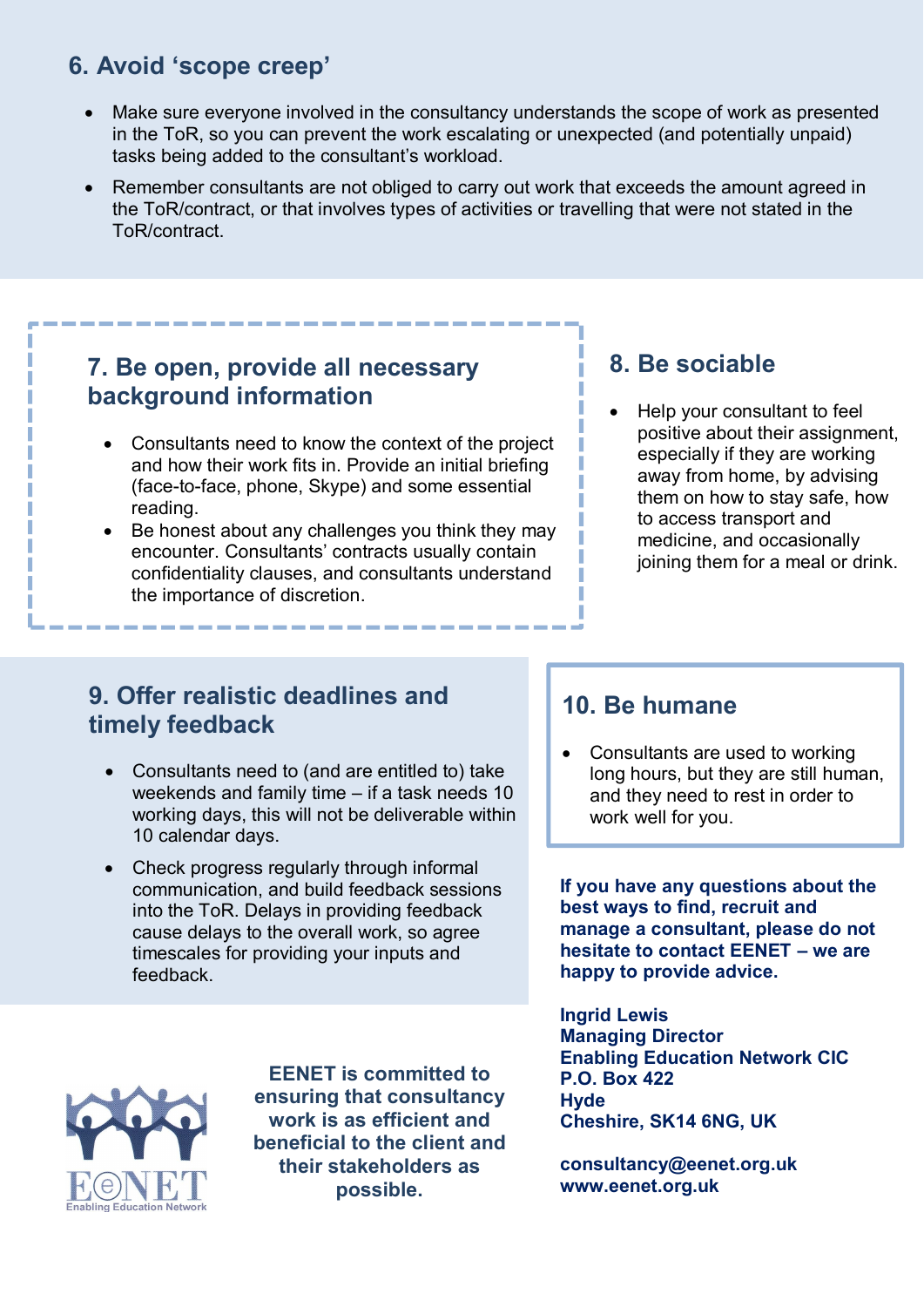## 6. Avoid 'scope creep'

- Make sure everyone involved in the consultancy understands the scope of work as presented in the ToR, so you can prevent the work escalating or unexpected (and potentially unpaid) tasks being added to the consultant's workload.
- Remember consultants are not obliged to carry out work that exceeds the amount agreed in the ToR/contract, or that involves types of activities or travelling that were not stated in the ToR/contract.

## 7. Be open, provide all necessary background information

- Consultants need to know the context of the project and how their work fits in. Provide an initial briefing (face-to-face, phone, Skype) and some essential reading.
- Be honest about any challenges you think they may encounter. Consultants' contracts usually contain confidentiality clauses, and consultants understand the importance of discretion.

## 8. Be sociable

- Help your consultant to feel positive about their assignment, especially if they are working away from home, by advising them on how to stay safe, how to access transport and medicine, and occasionally joining them for a meal or drink.

## 9. Offer realistic deadlines and timely feedback

- Consultants need to (and are entitled to) take weekends and family time – if a task needs 10 working days, this will not be deliverable within 10 calendar days.
- Check progress regularly through informal communication, and build feedback sessions into the ToR. Delays in providing feedback cause delays to the overall work, so agree timescales for providing your inputs and feedback.

## 10. Be humane

- Consultants are used to working long hours, but they are still human, and they need to rest in order to work well for you.

**If you have any questions about the best ways to find, recruit and manage a consultant, please do not hesitate to contact EENET – we are happy to provide advice.**

**Ingrid Lewis**
**Managing Director**
**Enabling Education Network CIC**
**P.O. Box 422**
**Hyde**
**Cheshire, SK14 6NG, UK**

**consultancy@eenet.org.uk**
**www.eenet.org.uk**

EENET
Enabling Education Network

**EENET is committed to ensuring that consultancy work is as efficient and beneficial to the client and their stakeholders as possible.**